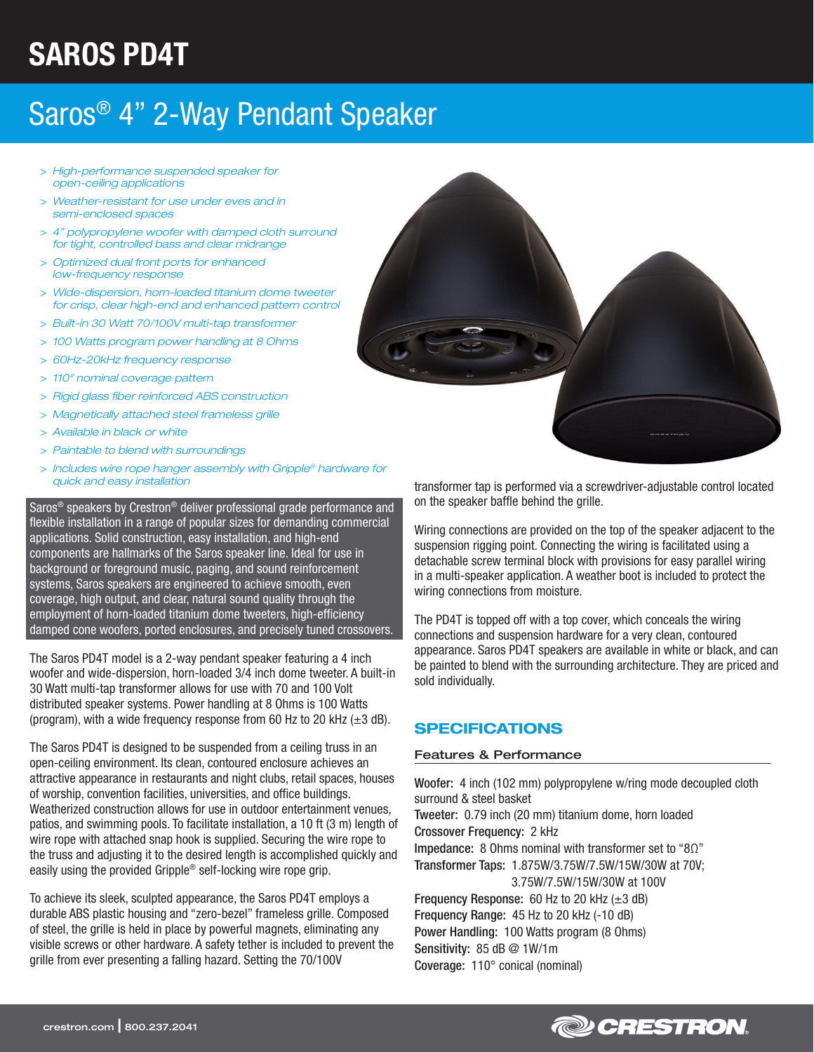# SAROS PD4T

## Saros® 4" 2-Way Pendant Speaker

- *High-performance suspended speaker for open-ceiling applications*
- *Weather-resistant for use under eves and in semi-enclosed spaces*
- *4" polypropylene woofer with damped cloth surround for tight, controlled bass and clear midrange*
- *Optimized dual front ports for enhanced low-frequency response*
- *Wide-dispersion, horn-loaded titanium dome tweeter for crisp, clear high-end and enhanced pattern control*
- *Built-in 30 Watt 70/100V multi-tap transformer*
- *100 Watts program power handling at 8 Ohms*
- *60Hz-20kHz frequency response*
- *110° nominal coverage pattern*
- *Rigid glass fiber reinforced ABS construction*
- *Magnetically attached steel frameless grille*
- *Available in black or white*
- *Paintable to blend with surroundings*
- *Includes wire rope hanger assembly with Gripple® hardware for quick and easy installation*

Saros® speakers by Crestron® deliver professional grade performance and flexible installation in a range of popular sizes for demanding commercial applications. Solid construction, easy installation, and high-end components are hallmarks of the Saros speaker line. Ideal for use in background or foreground music, paging, and sound reinforcement systems, Saros speakers are engineered to achieve smooth, even coverage, high output, and clear, natural sound quality through the employment of horn-loaded titanium dome tweeters, high-efficiency damped cone woofers, ported enclosures, and precisely tuned crossovers.

The Saros PD4T model is a 2-way pendant speaker featuring a 4 inch woofer and wide-dispersion, horn-loaded 3/4 inch dome tweeter. A built-in 30 Watt multi-tap transformer allows for use with 70 and 100 Volt distributed speaker systems. Power handling at 8 Ohms is 100 Watts (program), with a wide frequency response from 60 Hz to 20 kHz (±3 dB).

The Saros PD4T is designed to be suspended from a ceiling truss in an open-ceiling environment. Its clean, contoured enclosure achieves an attractive appearance in restaurants and night clubs, retail spaces, houses of worship, convention facilities, universities, and office buildings. Weatherized construction allows for use in outdoor entertainment venues, patios, and swimming pools. To facilitate installation, a 10 ft (3 m) length of wire rope with attached snap hook is supplied. Securing the wire rope to the truss and adjusting it to the desired length is accomplished quickly and easily using the provided Gripple® self-locking wire rope grip.

To achieve its sleek, sculpted appearance, the Saros PD4T employs a durable ABS plastic housing and "zero-bezel" frameless grille. Composed of steel, the grille is held in place by powerful magnets, eliminating any visible screws or other hardware. A safety tether is included to prevent the grille from ever presenting a falling hazard. Setting the 70/100V transformer tap is performed via a screwdriver-adjustable control located on the speaker baffle behind the grille.

Wiring connections are provided on the top of the speaker adjacent to the suspension rigging point. Connecting the wiring is facilitated using a detachable screw terminal block with provisions for easy parallel wiring in a multi-speaker application. A weather boot is included to protect the wiring connections from moisture.

The PD4T is topped off with a top cover, which conceals the wiring connections and suspension hardware for a very clean, contoured appearance. Saros PD4T speakers are available in white or black, and can be painted to blend with the surrounding architecture. They are priced and sold individually.

## SPECIFICATIONS

### Features & Performance

**Woofer:** 4 inch (102 mm) polypropylene w/ring mode decoupled cloth surround & steel basket

**Tweeter:** 0.79 inch (20 mm) titanium dome, horn loaded

**Crossover Frequency:** 2 kHz

**Impedance:** 8 Ohms nominal with transformer set to "8Ω"

**Transformer Taps:** 1.875W/3.75W/7.5W/15W/30W at 70V; 3.75W/7.5W/15W/30W at 100V

**Frequency Response:** 60 Hz to 20 kHz (±3 dB)

**Frequency Range:** 45 Hz to 20 kHz (-10 dB)

**Power Handling:** 100 Watts program (8 Ohms)

**Sensitivity:** 85 dB @ 1W/1m

**Coverage:** 110° conical (nominal)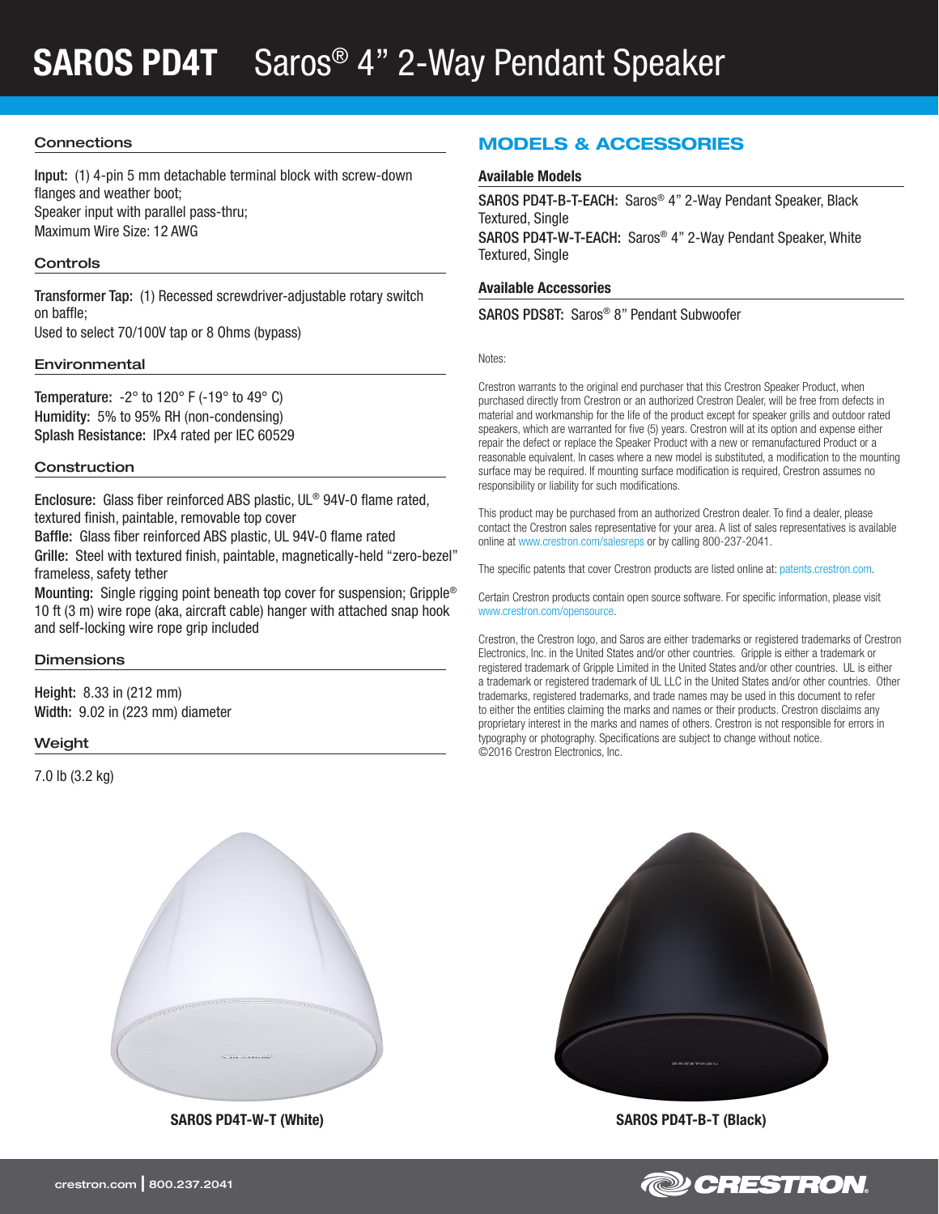# SAROS PD4T Saros® 4" 2-Way Pendant Speaker

### Connections

**Input:** (1) 4-pin 5 mm detachable terminal block with screw-down flanges and weather boot;
Speaker input with parallel pass-thru;
Maximum Wire Size: 12 AWG

### Controls

**Transformer Tap:** (1) Recessed screwdriver-adjustable rotary switch on baffle;
Used to select 70/100V tap or 8 Ohms (bypass)

### Environmental

**Temperature:** -2° to 120° F (-19° to 49° C)
**Humidity:** 5% to 95% RH (non-condensing)
**Splash Resistance:** IPx4 rated per IEC 60529

### Construction

**Enclosure:** Glass fiber reinforced ABS plastic, UL® 94V-0 flame rated, textured finish, paintable, removable top cover
**Baffle:** Glass fiber reinforced ABS plastic, UL 94V-0 flame rated
**Grille:** Steel with textured finish, paintable, magnetically-held "zero-bezel" frameless, safety tether
**Mounting:** Single rigging point beneath top cover for suspension; Gripple® 10 ft (3 m) wire rope (aka, aircraft cable) hanger with attached snap hook and self-locking wire rope grip included

### Dimensions

**Height:** 8.33 in (212 mm)
**Width:** 9.02 in (223 mm) diameter

### Weight

7.0 lb (3.2 kg)

## MODELS & ACCESSORIES

### Available Models

**SAROS PD4T-B-T-EACH:** Saros® 4" 2-Way Pendant Speaker, Black Textured, Single
**SAROS PD4T-W-T-EACH:** Saros® 4" 2-Way Pendant Speaker, White Textured, Single

### Available Accessories

**SAROS PDS8T:** Saros® 8" Pendant Subwoofer

Notes:

Crestron warrants to the original end purchaser that this Crestron Speaker Product, when purchased directly from Crestron or an authorized Crestron Dealer, will be free from defects in material and workmanship for the life of the product except for speaker grills and outdoor rated speakers, which are warranted for five (5) years. Crestron will at its option and expense either repair the defect or replace the Speaker Product with a new or remanufactured Product or a reasonable equivalent. In cases where a new model is substituted, a modification to the mounting surface may be required. If mounting surface modification is required, Crestron assumes no responsibility or liability for such modifications.

This product may be purchased from an authorized Crestron dealer. To find a dealer, please contact the Crestron sales representative for your area. A list of sales representatives is available online at www.crestron.com/salesreps or by calling 800-237-2041.

The specific patents that cover Crestron products are listed online at: patents.crestron.com.

Certain Crestron products contain open source software. For specific information, please visit www.crestron.com/opensource.

Crestron, the Crestron logo, and Saros are either trademarks or registered trademarks of Crestron Electronics, Inc. in the United States and/or other countries. Gripple is either a trademark or registered trademark of Gripple Limited in the United States and/or other countries. UL is either a trademark or registered trademark of UL LLC in the United States and/or other countries. Other trademarks, registered trademarks, and trade names may be used in this document to refer to either the entities claiming the marks and names or their products. Crestron disclaims any proprietary interest in the marks and names of others. Crestron is not responsible for errors in typography or photography. Specifications are subject to change without notice.
©2016 Crestron Electronics, Inc.

**SAROS PD4T-W-T (White)**

**SAROS PD4T-B-T (Black)**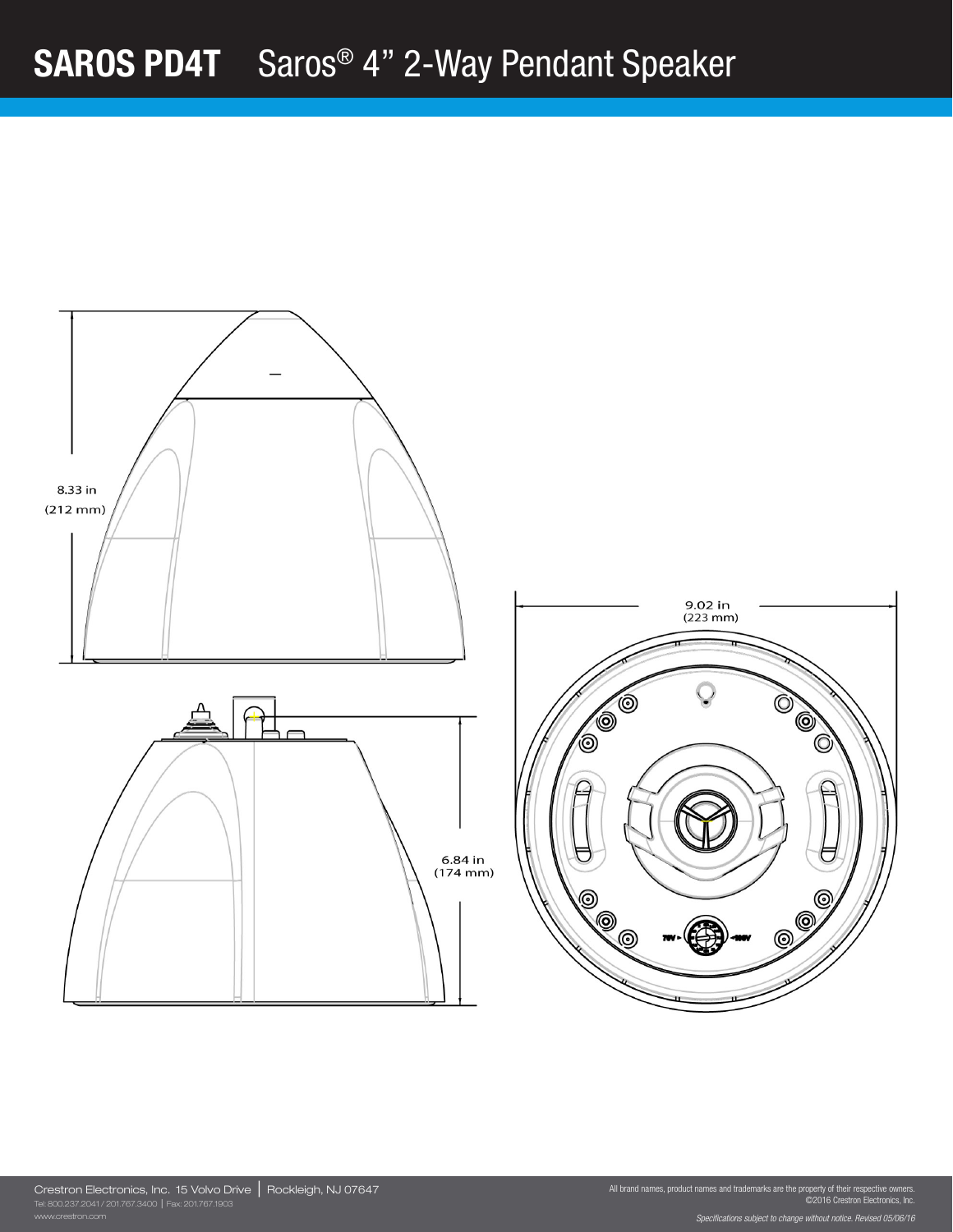# SAROS PD4T Saros® 4" 2-Way Pendant Speaker

8.33 in
(212 mm)

9.02 in
(223 mm)

6.84 in
(174 mm)

70V
100V

Crestron Electronics, Inc. 15 Volvo Drive | Rockleigh, NJ 07647
Tel: 800.237.2041 / 201.767.3400 | Fax: 201.767.1903
www.crestron.com

All brand names, product names and trademarks are the property of their respective owners.
©2016 Crestron Electronics, Inc.

*Specifications subject to change without notice. Revised 05/06/16*